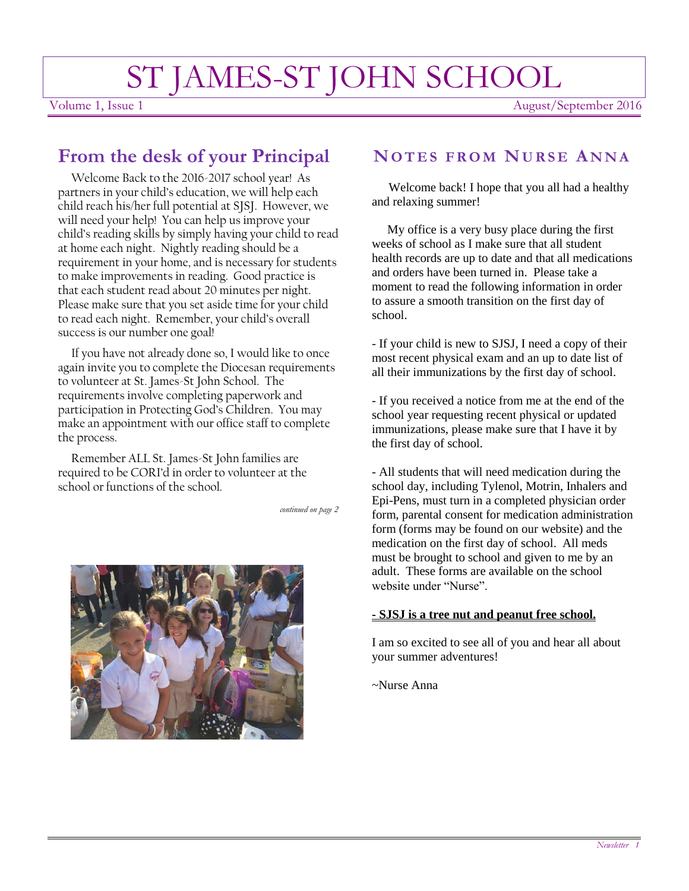# ST JAMES-ST JOHN SCHOOL

Volume 1, Issue 1 August/September 2016

## From the desk of your Principal

Welcome Back to the 2016-2017 school year! As partners in your child's education, we will help each child reach his/her full potential at SJSJ. However, we will need your help! You can help us improve your child's reading skills by simply having your child to read at home each night. Nightly reading should be a requirement in your home, and is necessary for students to make improvements in reading. Good practice is that each student read about 20 minutes per night. Please make sure that you set aside time for your child to read each night. Remember, your child's overall success is our number one goal!

If you have not already done so, I would like to once again invite you to complete the Diocesan requirements to volunteer at St. James-St John School. The requirements involve completing paperwork and participation in Protecting God's Children. You may make an appointment with our office staff to complete the process.

Remember ALL St. James-St John families are required to be CORI'd in order to volunteer at the school or functions of the school.

*continued on page 2*

## Notes from Nurse Anna

Welcome back! I hope that you all had a healthy and relaxing summer!

My office is a very busy place during the first weeks of school as I make sure that all student health records are up to date and that all medications and orders have been turned in. Please take a moment to read the following information in order to assure a smooth transition on the first day of school.

- If your child is new to SJSJ, I need a copy of their most recent physical exam and an up to date list of all their immunizations by the first day of school.

- If you received a notice from me at the end of the school year requesting recent physical or updated immunizations, please make sure that I have it by the first day of school.

- All students that will need medication during the school day, including Tylenol, Motrin, Inhalers and Epi-Pens, must turn in a completed physician order form, parental consent for medication administration form (forms may be found on our website) and the medication on the first day of school. All meds must be brought to school and given to me by an adult. These forms are available on the school website under "Nurse".

**- SJSJ is a tree nut and peanut free school.**

I am so excited to see all of you and hear all about your summer adventures!

~Nurse Anna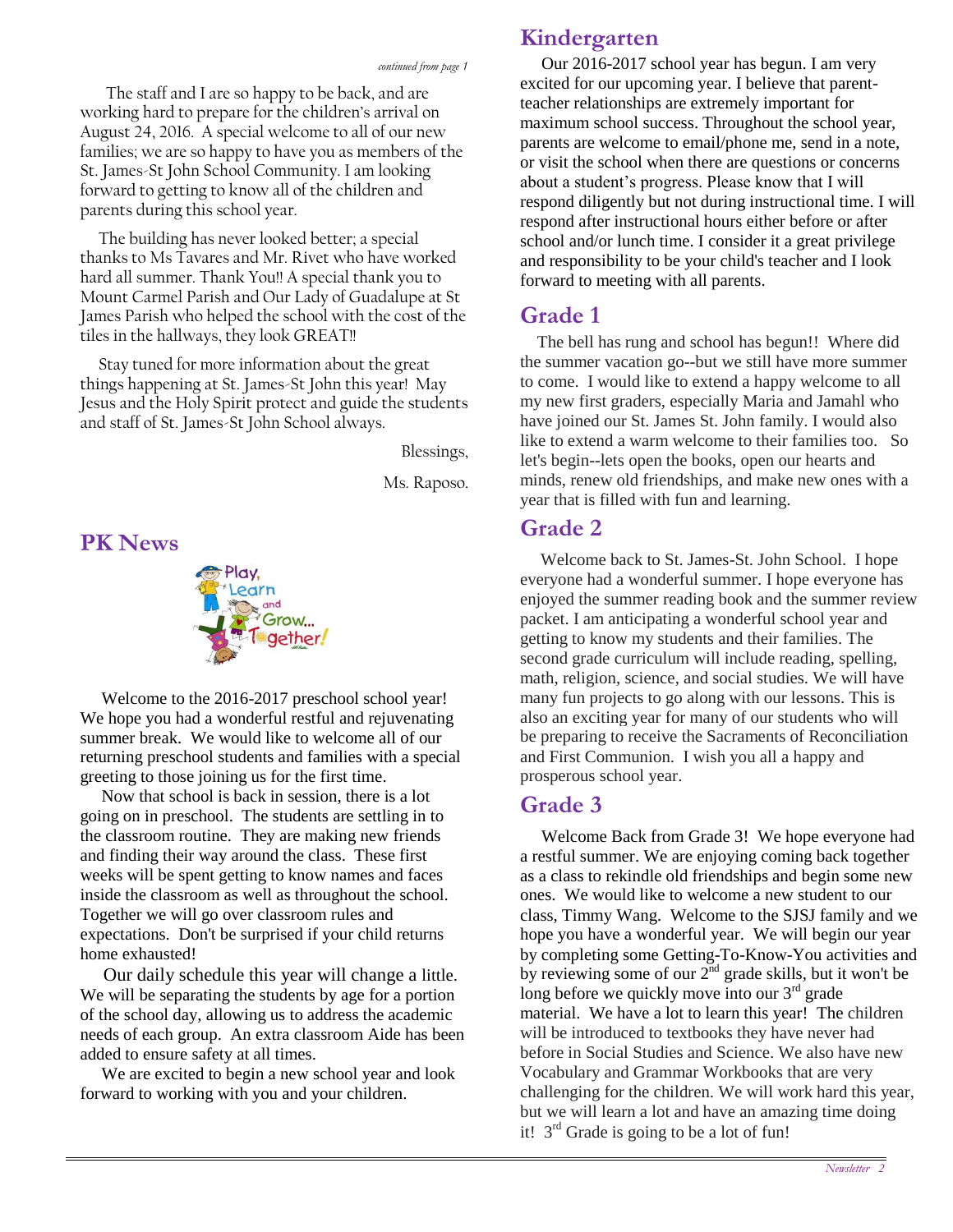*continued from page 1*

The staff and I are so happy to be back, and are working hard to prepare for the children's arrival on August 24, 2016. A special welcome to all of our new families; we are so happy to have you as members of the St. James-St John School Community. I am looking forward to getting to know all of the children and parents during this school year.

The building has never looked better; a special thanks to Ms Tavares and Mr. Rivet who have worked hard all summer. Thank You!! A special thank you to Mount Carmel Parish and Our Lady of Guadalupe at St James Parish who helped the school with the cost of the tiles in the hallways, they look GREAT!!

Stay tuned for more information about the great things happening at St. James-St John this year! May Jesus and the Holy Spirit protect and guide the students and staff of St. James-St John School always.

Blessings,

Ms. Raposo.

## PK News

Play, Learn and Grow... Together!

Welcome to the 2016-2017 preschool school year! We hope you had a wonderful restful and rejuvenating summer break. We would like to welcome all of our returning preschool students and families with a special greeting to those joining us for the first time.

Now that school is back in session, there is a lot going on in preschool. The students are settling in to the classroom routine. They are making new friends and finding their way around the class. These first weeks will be spent getting to know names and faces inside the classroom as well as throughout the school. Together we will go over classroom rules and expectations. Don't be surprised if your child returns home exhausted!

Our daily schedule this year will change a little. We will be separating the students by age for a portion of the school day, allowing us to address the academic needs of each group. An extra classroom Aide has been added to ensure safety at all times.

We are excited to begin a new school year and look forward to working with you and your children.

## Kindergarten

Our 2016-2017 school year has begun. I am very excited for our upcoming year. I believe that parent-teacher relationships are extremely important for maximum school success. Throughout the school year, parents are welcome to email/phone me, send in a note, or visit the school when there are questions or concerns about a student's progress. Please know that I will respond diligently but not during instructional time. I will respond after instructional hours either before or after school and/or lunch time. I consider it a great privilege and responsibility to be your child's teacher and I look forward to meeting with all parents.

## Grade 1

The bell has rung and school has begun!! Where did the summer vacation go--but we still have more summer to come. I would like to extend a happy welcome to all my new first graders, especially Maria and Jamahl who have joined our St. James St. John family. I would also like to extend a warm welcome to their families too. So let's begin--lets open the books, open our hearts and minds, renew old friendships, and make new ones with a year that is filled with fun and learning.

## Grade 2

Welcome back to St. James-St. John School. I hope everyone had a wonderful summer. I hope everyone has enjoyed the summer reading book and the summer review packet. I am anticipating a wonderful school year and getting to know my students and their families. The second grade curriculum will include reading, spelling, math, religion, science, and social studies. We will have many fun projects to go along with our lessons. This is also an exciting year for many of our students who will be preparing to receive the Sacraments of Reconciliation and First Communion. I wish you all a happy and prosperous school year.

## Grade 3

Welcome Back from Grade 3! We hope everyone had a restful summer. We are enjoying coming back together as a class to rekindle old friendships and begin some new ones. We would like to welcome a new student to our class, Timmy Wang. Welcome to the SJSJ family and we hope you have a wonderful year. We will begin our year by completing some Getting-To-Know-You activities and by reviewing some of our 2nd grade skills, but it won't be long before we quickly move into our 3rd grade material. We have a lot to learn this year! The children will be introduced to textbooks they have never had before in Social Studies and Science. We also have new Vocabulary and Grammar Workbooks that are very challenging for the children. We will work hard this year, but we will learn a lot and have an amazing time doing it! 3rd Grade is going to be a lot of fun!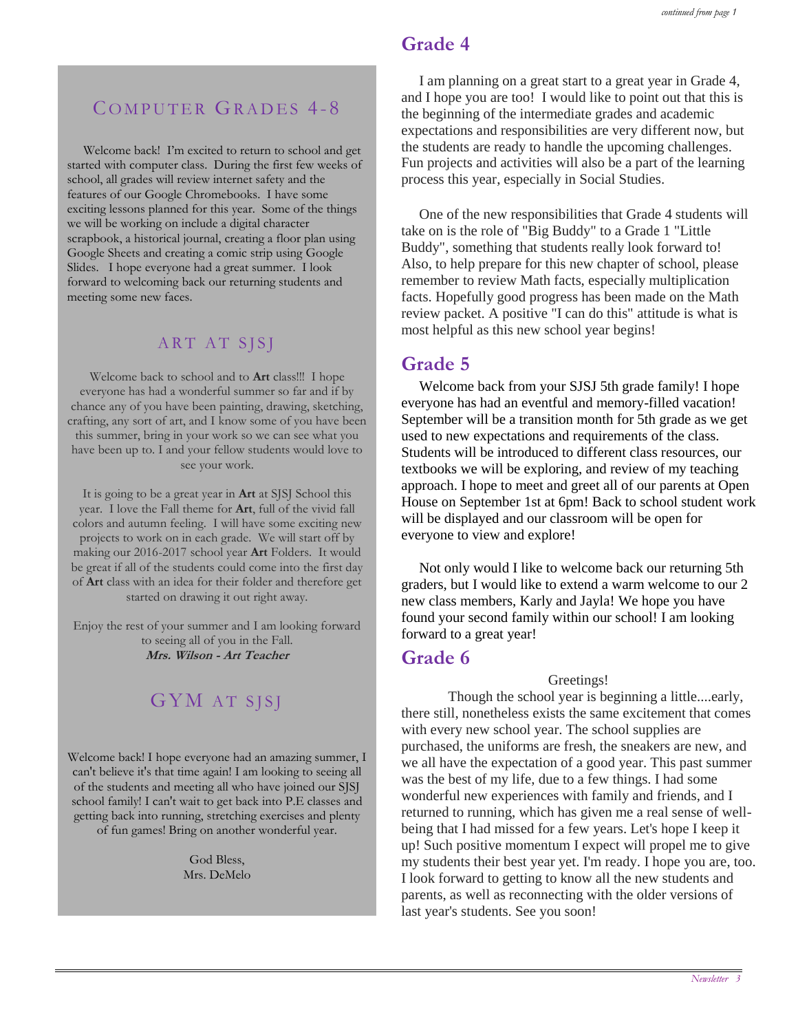## Computer Grades 4-8

Welcome back! I'm excited to return to school and get started with computer class. During the first few weeks of school, all grades will review internet safety and the features of our Google Chromebooks. I have some exciting lessons planned for this year. Some of the things we will be working on include a digital character scrapbook, a historical journal, creating a floor plan using Google Sheets and creating a comic strip using Google Slides. I hope everyone had a great summer. I look forward to welcoming back our returning students and meeting some new faces.

## Art at SJSJ

Welcome back to school and to **Art** class!!! I hope everyone has had a wonderful summer so far and if by chance any of you have been painting, drawing, sketching, crafting, any sort of art, and I know some of you have been this summer, bring in your work so we can see what you have been up to. I and your fellow students would love to see your work.

It is going to be a great year in **Art** at SJSJ School this year. I love the Fall theme for **Art**, full of the vivid fall colors and autumn feeling. I will have some exciting new projects to work on in each grade. We will start off by making our 2016-2017 school year **Art** Folders. It would be great if all of the students could come into the first day of **Art** class with an idea for their folder and therefore get started on drawing it out right away.

Enjoy the rest of your summer and I am looking forward to seeing all of you in the Fall.

***Mrs. Wilson - Art Teacher***

## Gym at SJSJ

Welcome back! I hope everyone had an amazing summer, I can't believe it's that time again! I am looking to seeing all of the students and meeting all who have joined our SJSJ school family! I can't wait to get back into P.E classes and getting back into running, stretching exercises and plenty of fun games! Bring on another wonderful year.

God Bless,
Mrs. DeMelo

## Grade 4

I am planning on a great start to a great year in Grade 4, and I hope you are too! I would like to point out that this is the beginning of the intermediate grades and academic expectations and responsibilities are very different now, but the students are ready to handle the upcoming challenges. Fun projects and activities will also be a part of the learning process this year, especially in Social Studies.

One of the new responsibilities that Grade 4 students will take on is the role of "Big Buddy" to a Grade 1 "Little Buddy", something that students really look forward to! Also, to help prepare for this new chapter of school, please remember to review Math facts, especially multiplication facts. Hopefully good progress has been made on the Math review packet. A positive "I can do this" attitude is what is most helpful as this new school year begins!

## Grade 5

Welcome back from your SJSJ 5th grade family! I hope everyone has had an eventful and memory-filled vacation! September will be a transition month for 5th grade as we get used to new expectations and requirements of the class. Students will be introduced to different class resources, our textbooks we will be exploring, and review of my teaching approach. I hope to meet and greet all of our parents at Open House on September 1st at 6pm! Back to school student work will be displayed and our classroom will be open for everyone to view and explore!

Not only would I like to welcome back our returning 5th graders, but I would like to extend a warm welcome to our 2 new class members, Karly and Jayla! We hope you have found your second family within our school! I am looking forward to a great year!

## Grade 6

Greetings!

Though the school year is beginning a little....early, there still, nonetheless exists the same excitement that comes with every new school year. The school supplies are purchased, the uniforms are fresh, the sneakers are new, and we all have the expectation of a good year. This past summer was the best of my life, due to a few things. I had some wonderful new experiences with family and friends, and I returned to running, which has given me a real sense of well-being that I had missed for a few years. Let's hope I keep it up! Such positive momentum I expect will propel me to give my students their best year yet. I'm ready. I hope you are, too. I look forward to getting to know all the new students and parents, as well as reconnecting with the older versions of last year's students. See you soon!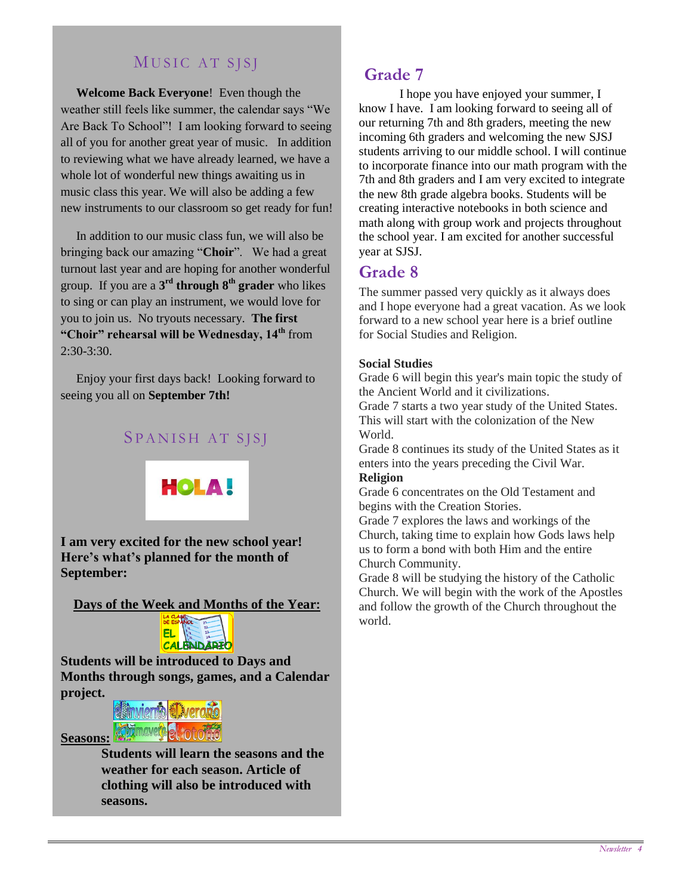## Music at SJSJ

**Welcome Back Everyone**! Even though the weather still feels like summer, the calendar says "We Are Back To School"! I am looking forward to seeing all of you for another great year of music. In addition to reviewing what we have already learned, we have a whole lot of wonderful new things awaiting us in music class this year. We will also be adding a few new instruments to our classroom so get ready for fun!

In addition to our music class fun, we will also be bringing back our amazing "**Choir**". We had a great turnout last year and are hoping for another wonderful group. If you are a **3rd through 8th grader** who likes to sing or can play an instrument, we would love for you to join us. No tryouts necessary. **The first "Choir" rehearsal will be Wednesday, 14th** from 2:30-3:30.

Enjoy your first days back! Looking forward to seeing you all on **September 7th!**

## Spanish at SJSJ

HOLA!

**I am very excited for the new school year! Here's what's planned for the month of September:**

**Days of the Week and Months of the Year:**

**Students will be introduced to Days and Months through songs, games, and a Calendar project.**

**Seasons:**

**Students will learn the seasons and the weather for each season. Article of clothing will also be introduced with seasons.**

## Grade 7

I hope you have enjoyed your summer, I know I have. I am looking forward to seeing all of our returning 7th and 8th graders, meeting the new incoming 6th graders and welcoming the new SJSJ students arriving to our middle school. I will continue to incorporate finance into our math program with the 7th and 8th graders and I am very excited to integrate the new 8th grade algebra books. Students will be creating interactive notebooks in both science and math along with group work and projects throughout the school year. I am excited for another successful year at SJSJ.

## Grade 8

The summer passed very quickly as it always does and I hope everyone had a great vacation. As we look forward to a new school year here is a brief outline for Social Studies and Religion.

**Social Studies**

Grade 6 will begin this year's main topic the study of the Ancient World and it civilizations.

Grade 7 starts a two year study of the United States. This will start with the colonization of the New World.

Grade 8 continues its study of the United States as it enters into the years preceding the Civil War.

**Religion**

Grade 6 concentrates on the Old Testament and begins with the Creation Stories.

Grade 7 explores the laws and workings of the Church, taking time to explain how Gods laws help us to form a bond with both Him and the entire Church Community.

Grade 8 will be studying the history of the Catholic Church. We will begin with the work of the Apostles and follow the growth of the Church throughout the world.